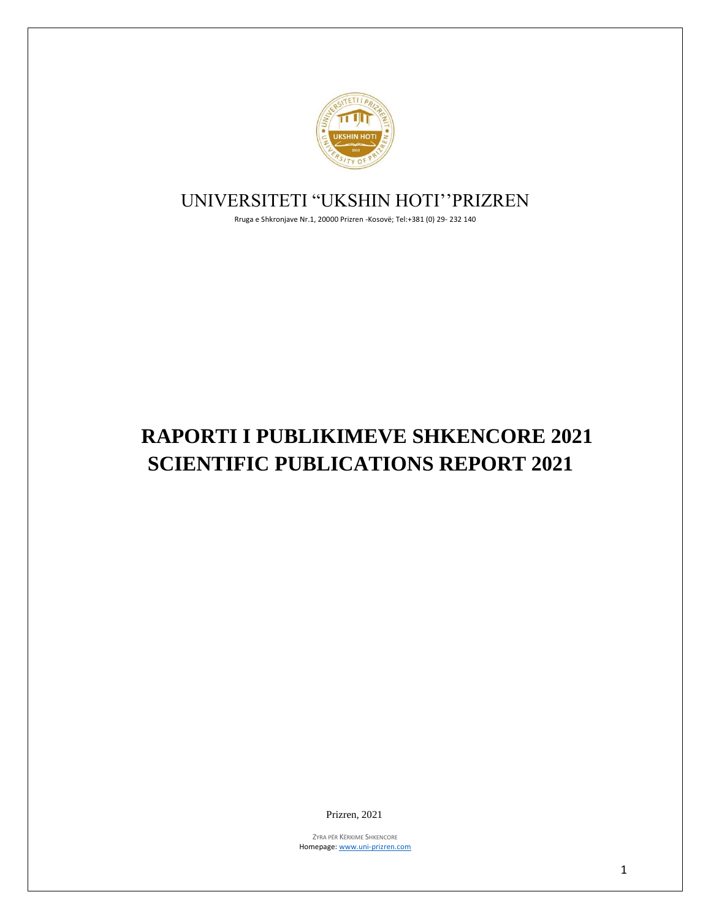# UNIVERSITETI "UKSHIN HOTI''PRIZREN

Rruga e Shkronjave Nr.1, 20000 Prizren -Kosovë; Tel:+381 (0) 29- 232 140

# RAPORTI I PUBLIKIMEVE SHKENCORE 2021
# SCIENTIFIC PUBLICATIONS REPORT 2021

Prizren, 2021

ZYRA PËR KËRKIME SHKENCORE
Homepage: www.uni-prizren.com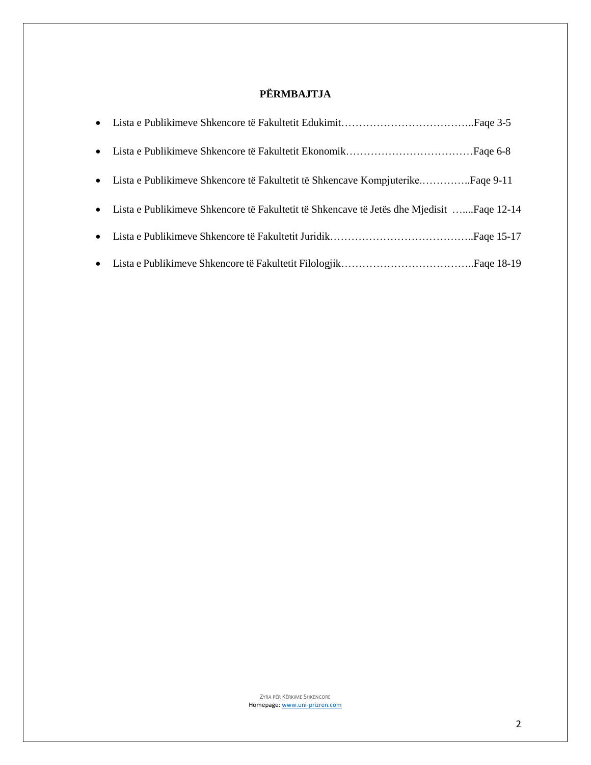# PËRMBAJTJA

- Lista e Publikimeve Shkencore të Fakultetit Edukimit………………………………..Faqe 3-5
- Lista e Publikimeve Shkencore të Fakultetit Ekonomik………………………………Faqe 6-8
- Lista e Publikimeve Shkencore të Fakultetit të Shkencave Kompjuterike.…………..Faqe 9-11
- Lista e Publikimeve Shkencore të Fakultetit të Shkencave të Jetës dhe Mjedisit …....Faqe 12-14
- Lista e Publikimeve Shkencore të Fakultetit Juridik…………………………………..Faqe 15-17
- Lista e Publikimeve Shkencore të Fakultetit Filologjik………………………………..Faqe 18-19

ZYRA PËR KËRKIME SHKENCORE
Homepage: www.uni-prizren.com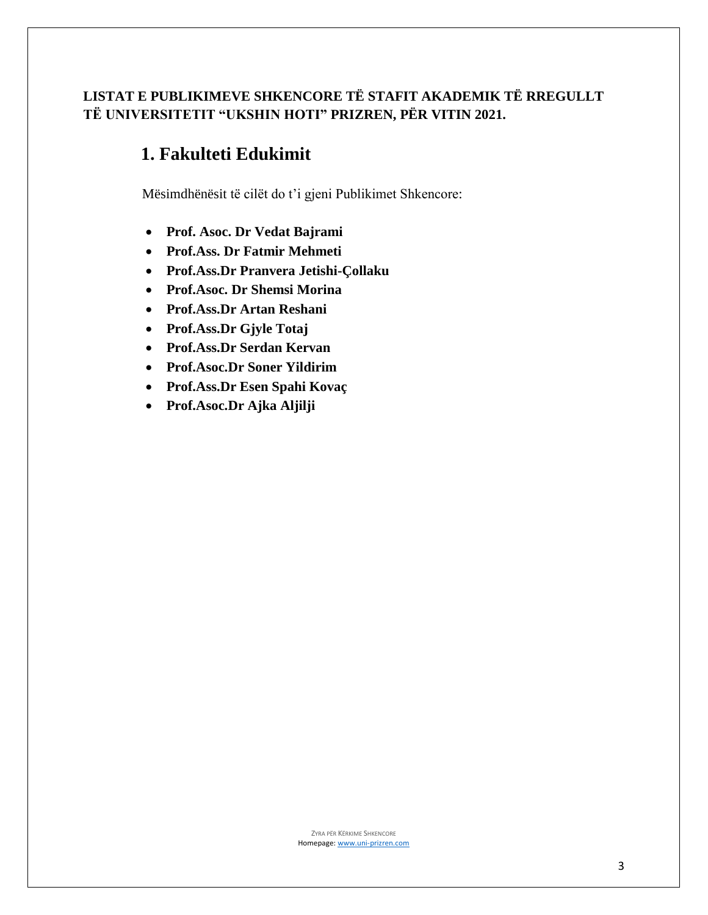**LISTAT E PUBLIKIMEVE SHKENCORE TË STAFIT AKADEMIK TË RREGULLT TË UNIVERSITETIT "UKSHIN HOTI" PRIZREN, PËR VITIN 2021.**

# 1. Fakulteti Edukimit

Mësimdhënësit të cilët do t'i gjeni Publikimet Shkencore:

- **Prof. Asoc. Dr Vedat Bajrami**
- **Prof.Ass. Dr Fatmir Mehmeti**
- **Prof.Ass.Dr Pranvera Jetishi-Çollaku**
- **Prof.Asoc. Dr Shemsi Morina**
- **Prof.Ass.Dr Artan Reshani**
- **Prof.Ass.Dr Gjyle Totaj**
- **Prof.Ass.Dr Serdan Kervan**
- **Prof.Asoc.Dr Soner Yildirim**
- **Prof.Ass.Dr Esen Spahi Kovaç**
- **Prof.Asoc.Dr Ajka Aljilji**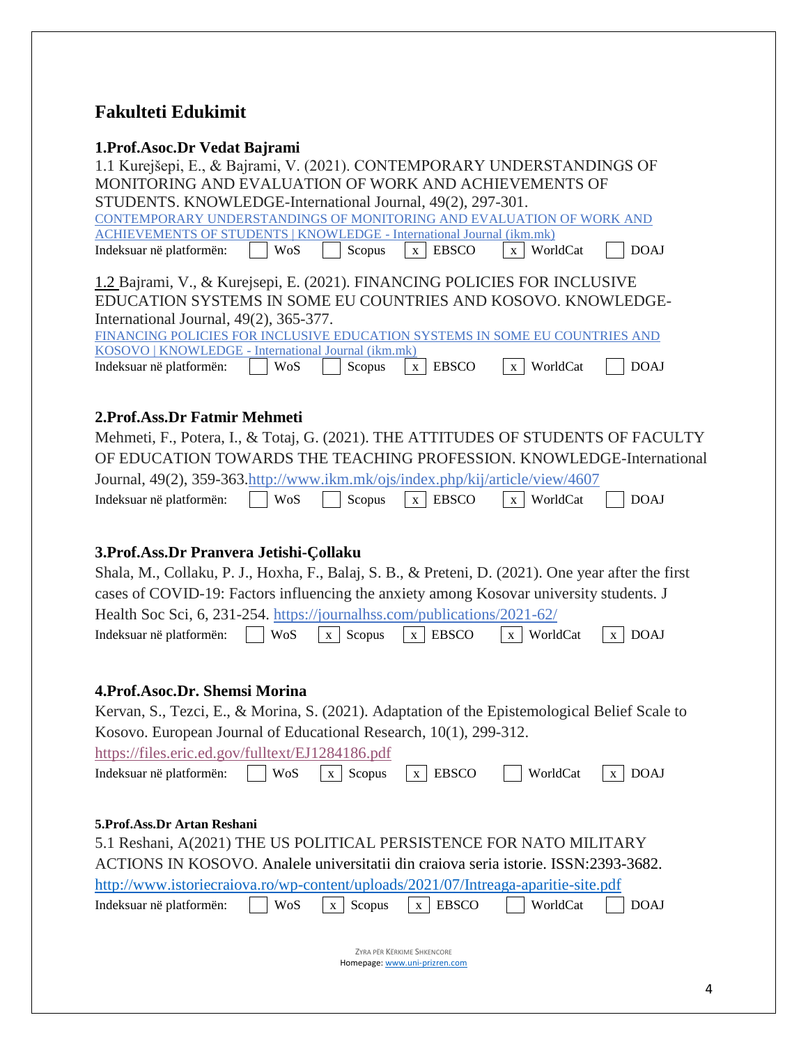# Fakulteti Edukimit

**1.Prof.Asoc.Dr Vedat Bajrami**

1.1 Kurejšepi, E., & Bajrami, V. (2021). CONTEMPORARY UNDERSTANDINGS OF MONITORING AND EVALUATION OF WORK AND ACHIEVEMENTS OF STUDENTS. KNOWLEDGE-International Journal, 49(2), 297-301.
CONTEMPORARY UNDERSTANDINGS OF MONITORING AND EVALUATION OF WORK AND ACHIEVEMENTS OF STUDENTS | KNOWLEDGE - International Journal (ikm.mk)

Indeksuar në platformën: [ ] WoS [ ] Scopus [x] EBSCO [x] WorldCat [ ] DOAJ

1.2 Bajrami, V., & Kurejsepi, E. (2021). FINANCING POLICIES FOR INCLUSIVE EDUCATION SYSTEMS IN SOME EU COUNTRIES AND KOSOVO. KNOWLEDGE-International Journal, 49(2), 365-377.
FINANCING POLICIES FOR INCLUSIVE EDUCATION SYSTEMS IN SOME EU COUNTRIES AND KOSOVO | KNOWLEDGE - International Journal (ikm.mk)

Indeksuar në platformën: [ ] WoS [ ] Scopus [x] EBSCO [x] WorldCat [ ] DOAJ

**2.Prof.Ass.Dr Fatmir Mehmeti**

Mehmeti, F., Potera, I., & Totaj, G. (2021). THE ATTITUDES OF STUDENTS OF FACULTY OF EDUCATION TOWARDS THE TEACHING PROFESSION. KNOWLEDGE-International Journal, 49(2), 359-363.http://www.ikm.mk/ojs/index.php/kij/article/view/4607

Indeksuar në platformën: [ ] WoS [ ] Scopus [x] EBSCO [x] WorldCat [ ] DOAJ

**3.Prof.Ass.Dr Pranvera Jetishi-Çollaku**

Shala, M., Collaku, P. J., Hoxha, F., Balaj, S. B., & Preteni, D. (2021). One year after the first cases of COVID-19: Factors influencing the anxiety among Kosovar university students. J Health Soc Sci, 6, 231-254. https://journalhss.com/publications/2021-62/

Indeksuar në platformën: [ ] WoS [x] Scopus [x] EBSCO [x] WorldCat [x] DOAJ

**4.Prof.Asoc.Dr. Shemsi Morina**

Kervan, S., Tezci, E., & Morina, S. (2021). Adaptation of the Epistemological Belief Scale to Kosovo. European Journal of Educational Research, 10(1), 299-312.
https://files.eric.ed.gov/fulltext/EJ1284186.pdf

Indeksuar në platformën: [ ] WoS [x] Scopus [x] EBSCO [ ] WorldCat [x] DOAJ

**5.Prof.Ass.Dr Artan Reshani**

5.1 Reshani, A(2021) THE US POLITICAL PERSISTENCE FOR NATO MILITARY ACTIONS IN KOSOVO. Analele universitatii din craiova seria istorie. ISSN:2393-3682.
http://www.istoriecraiova.ro/wp-content/uploads/2021/07/Intreaga-aparitie-site.pdf

Indeksuar në platformën: [ ] WoS [x] Scopus [x] EBSCO [ ] WorldCat [ ] DOAJ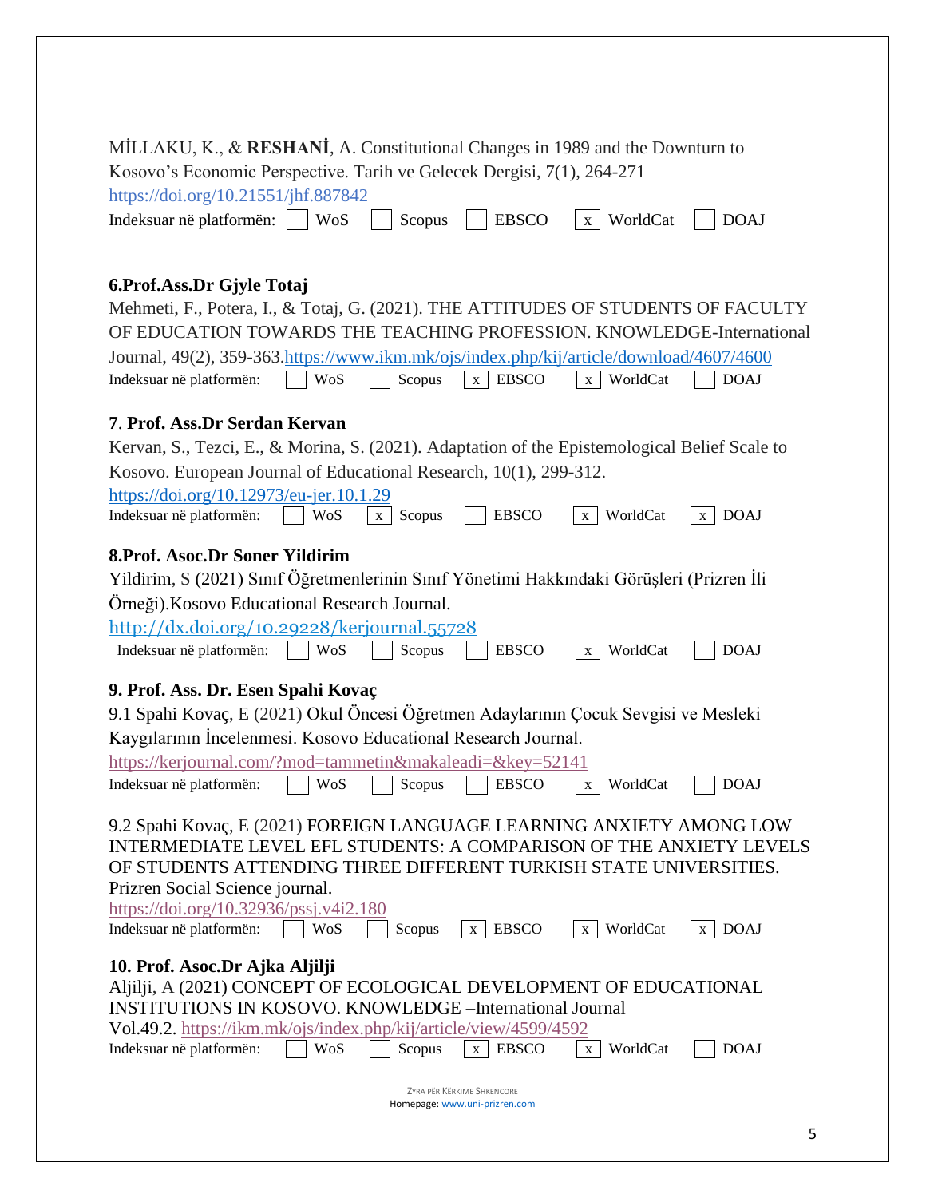MİLLAKU, K., & **RESHANİ**, A. Constitutional Changes in 1989 and the Downturn to Kosovo's Economic Perspective. Tarih ve Gelecek Dergisi, 7(1), 264-271 https://doi.org/10.21551/jhf.887842

Indeksuar në platformën: [ ] WoS [ ] Scopus [ ] EBSCO [x] WorldCat [ ] DOAJ

**6.Prof.Ass.Dr Gjyle Totaj**

Mehmeti, F., Potera, I., & Totaj, G. (2021). THE ATTITUDES OF STUDENTS OF FACULTY OF EDUCATION TOWARDS THE TEACHING PROFESSION. KNOWLEDGE-International Journal, 49(2), 359-363.https://www.ikm.mk/ojs/index.php/kij/article/download/4607/4600

Indeksuar në platformën: [ ] WoS [ ] Scopus [x] EBSCO [x] WorldCat [ ] DOAJ

**7. Prof. Ass.Dr Serdan Kervan**

Kervan, S., Tezci, E., & Morina, S. (2021). Adaptation of the Epistemological Belief Scale to Kosovo. European Journal of Educational Research, 10(1), 299-312. https://doi.org/10.12973/eu-jer.10.1.29

Indeksuar në platformën: [ ] WoS [x] Scopus [ ] EBSCO [x] WorldCat [x] DOAJ

**8.Prof. Asoc.Dr Soner Yildirim**

Yildirim, S (2021) Sınıf Öğretmenlerinin Sınıf Yönetimi Hakkındaki Görüşleri (Prizren İli Örneği).Kosovo Educational Research Journal. http://dx.doi.org/10.29228/kerjournal.55728

Indeksuar në platformën: [ ] WoS [ ] Scopus [ ] EBSCO [x] WorldCat [ ] DOAJ

**9. Prof. Ass. Dr. Esen Spahi Kovaç**

9.1 Spahi Kovaç, E (2021) Okul Öncesi Öğretmen Adaylarının Çocuk Sevgisi ve Mesleki Kaygılarının İncelenmesi. Kosovo Educational Research Journal. https://kerjournal.com/?mod=tammetin&makaleadi=&key=52141

Indeksuar në platformën: [ ] WoS [ ] Scopus [ ] EBSCO [x] WorldCat [ ] DOAJ

9.2 Spahi Kovaç, E (2021) FOREIGN LANGUAGE LEARNING ANXIETY AMONG LOW INTERMEDIATE LEVEL EFL STUDENTS: A COMPARISON OF THE ANXIETY LEVELS OF STUDENTS ATTENDING THREE DIFFERENT TURKISH STATE UNIVERSITIES. Prizren Social Science journal. https://doi.org/10.32936/pssj.v4i2.180

Indeksuar në platformën: [ ] WoS [ ] Scopus [x] EBSCO [x] WorldCat [x] DOAJ

**10. Prof. Asoc.Dr Ajka Aljilji**

Aljilji, A (2021) CONCEPT OF ECOLOGICAL DEVELOPMENT OF EDUCATIONAL INSTITUTIONS IN KOSOVO. KNOWLEDGE –International Journal Vol.49.2. https://ikm.mk/ojs/index.php/kij/article/view/4599/4592

Indeksuar në platformën: [ ] WoS [ ] Scopus [x] EBSCO [x] WorldCat [ ] DOAJ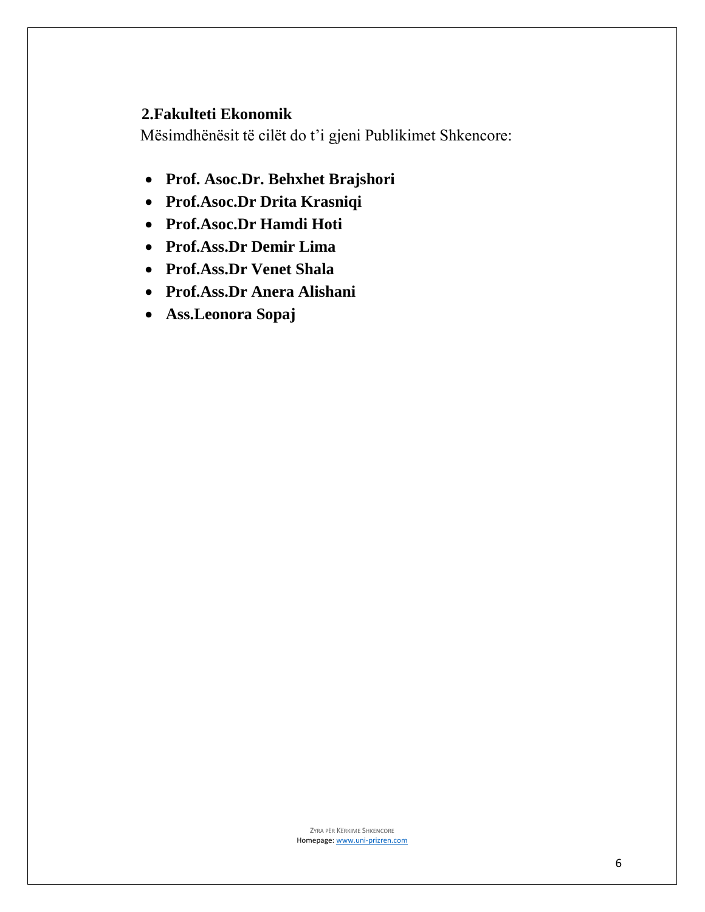## 2.Fakulteti Ekonomik

Mësimdhënësit të cilët do t'i gjeni Publikimet Shkencore:

- **Prof. Asoc.Dr. Behxhet Brajshori**
- **Prof.Asoc.Dr Drita Krasniqi**
- **Prof.Asoc.Dr Hamdi Hoti**
- **Prof.Ass.Dr Demir Lima**
- **Prof.Ass.Dr Venet Shala**
- **Prof.Ass.Dr Anera Alishani**
- **Ass.Leonora Sopaj**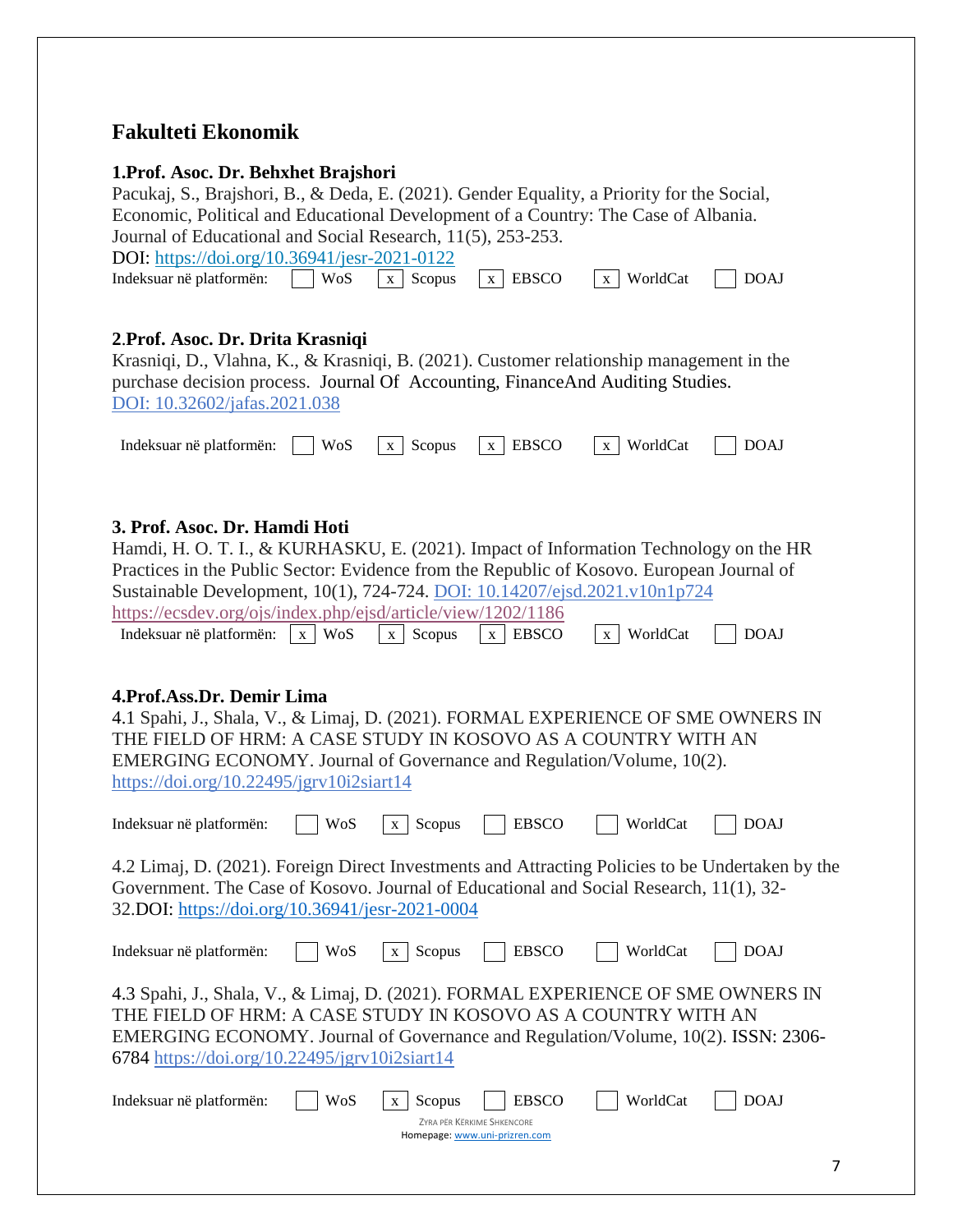## Fakulteti Ekonomik

**1.Prof. Asoc. Dr. Behxhet Brajshori**

Pacukaj, S., Brajshori, B., & Deda, E. (2021). Gender Equality, a Priority for the Social, Economic, Political and Educational Development of a Country: The Case of Albania. Journal of Educational and Social Research, 11(5), 253-253.
DOI: https://doi.org/10.36941/jesr-2021-0122

Indeksuar në platformën: [ ] WoS [x] Scopus [x] EBSCO [x] WorldCat [ ] DOAJ

**2.Prof. Asoc. Dr. Drita Krasniqi**

Krasniqi, D., Vlahna, K., & Krasniqi, B. (2021). Customer relationship management in the purchase decision process. Journal Of Accounting, FinanceAnd Auditing Studies.
DOI: 10.32602/jafas.2021.038

Indeksuar në platformën: [ ] WoS [x] Scopus [x] EBSCO [x] WorldCat [ ] DOAJ

**3. Prof. Asoc. Dr. Hamdi Hoti**

Hamdi, H. O. T. I., & KURHASKU, E. (2021). Impact of Information Technology on the HR Practices in the Public Sector: Evidence from the Republic of Kosovo. European Journal of Sustainable Development, 10(1), 724-724. DOI: 10.14207/ejsd.2021.v10n1p724
https://ecsdev.org/ojs/index.php/ejsd/article/view/1202/1186

Indeksuar në platformën: [x] WoS [x] Scopus [x] EBSCO [x] WorldCat [ ] DOAJ

**4.Prof.Ass.Dr. Demir Lima**

4.1 Spahi, J., Shala, V., & Limaj, D. (2021). FORMAL EXPERIENCE OF SME OWNERS IN THE FIELD OF HRM: A CASE STUDY IN KOSOVO AS A COUNTRY WITH AN EMERGING ECONOMY. Journal of Governance and Regulation/Volume, 10(2).
https://doi.org/10.22495/jgrv10i2siart14

Indeksuar në platformën: [ ] WoS [x] Scopus [ ] EBSCO [ ] WorldCat [ ] DOAJ

4.2 Limaj, D. (2021). Foreign Direct Investments and Attracting Policies to be Undertaken by the Government. The Case of Kosovo. Journal of Educational and Social Research, 11(1), 32-32.DOI: https://doi.org/10.36941/jesr-2021-0004

Indeksuar në platformën: [ ] WoS [x] Scopus [ ] EBSCO [ ] WorldCat [ ] DOAJ

4.3 Spahi, J., Shala, V., & Limaj, D. (2021). FORMAL EXPERIENCE OF SME OWNERS IN THE FIELD OF HRM: A CASE STUDY IN KOSOVO AS A COUNTRY WITH AN EMERGING ECONOMY. Journal of Governance and Regulation/Volume, 10(2). ISSN: 2306-6784 https://doi.org/10.22495/jgrv10i2siart14

Indeksuar në platformën: [ ] WoS [x] Scopus [ ] EBSCO [ ] WorldCat [ ] DOAJ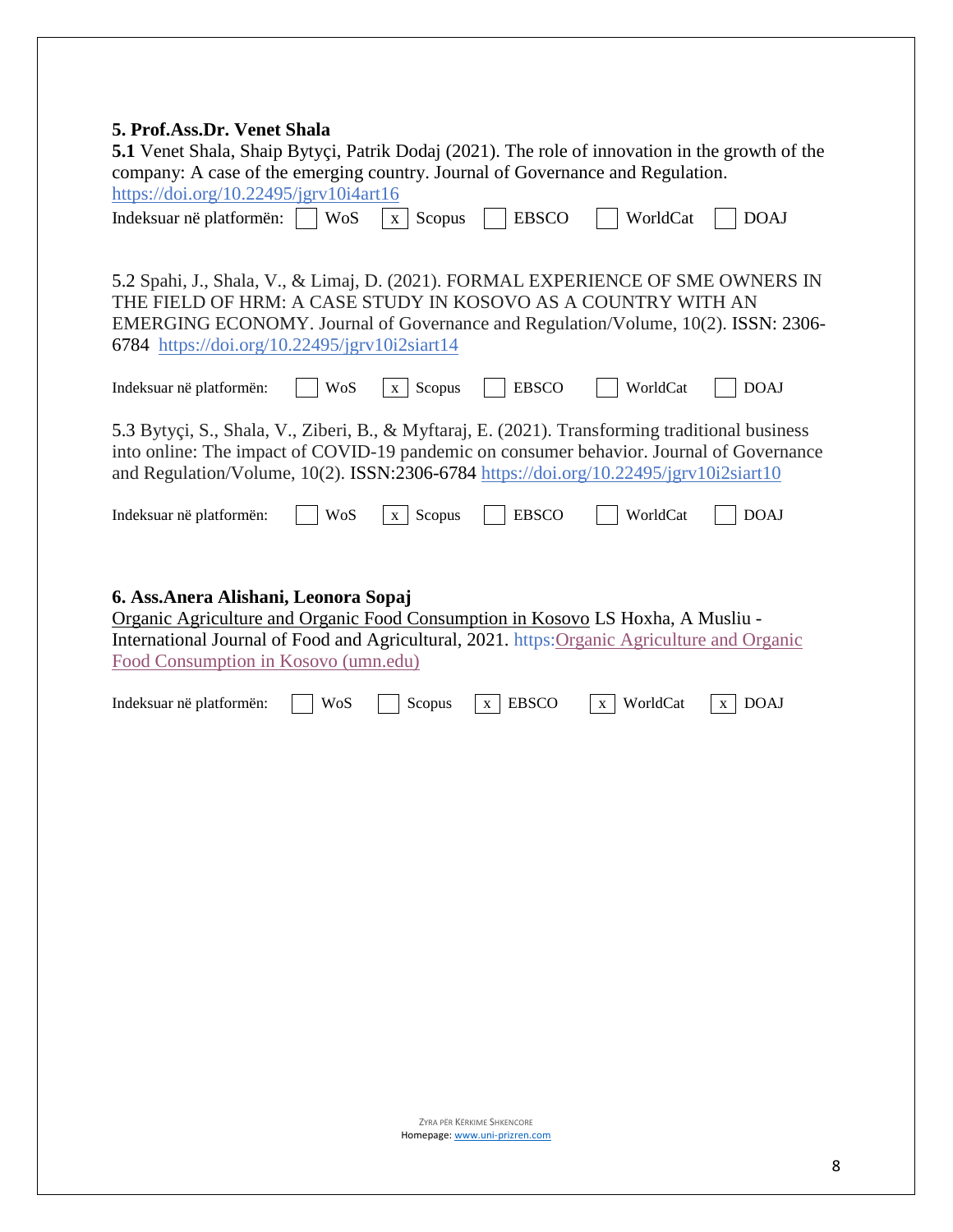**5. Prof.Ass.Dr. Venet Shala**

**5.1** Venet Shala, Shaip Bytyçi, Patrik Dodaj (2021). The role of innovation in the growth of the company: A case of the emerging country. Journal of Governance and Regulation. https://doi.org/10.22495/jgrv10i4art16

Indeksuar në platformën: [ ] WoS [x] Scopus [ ] EBSCO [ ] WorldCat [ ] DOAJ

5.2 Spahi, J., Shala, V., & Limaj, D. (2021). FORMAL EXPERIENCE OF SME OWNERS IN THE FIELD OF HRM: A CASE STUDY IN KOSOVO AS A COUNTRY WITH AN EMERGING ECONOMY. Journal of Governance and Regulation/Volume, 10(2). ISSN: 2306-6784 https://doi.org/10.22495/jgrv10i2siart14

Indeksuar në platformën: [ ] WoS [x] Scopus [ ] EBSCO [ ] WorldCat [ ] DOAJ

5.3 Bytyçi, S., Shala, V., Ziberi, B., & Myftaraj, E. (2021). Transforming traditional business into online: The impact of COVID-19 pandemic on consumer behavior. Journal of Governance and Regulation/Volume, 10(2). ISSN:2306-6784 https://doi.org/10.22495/jgrv10i2siart10

Indeksuar në platformën: [ ] WoS [x] Scopus [ ] EBSCO [ ] WorldCat [ ] DOAJ

**6. Ass.Anera Alishani, Leonora Sopaj**

Organic Agriculture and Organic Food Consumption in Kosovo LS Hoxha, A Musliu - International Journal of Food and Agricultural, 2021. https:Organic Agriculture and Organic Food Consumption in Kosovo (umn.edu)

Indeksuar në platformën: [ ] WoS [ ] Scopus [x] EBSCO [x] WorldCat [x] DOAJ

ZYRA PËR KËRKIME SHKENCORE
Homepage: www.uni-prizren.com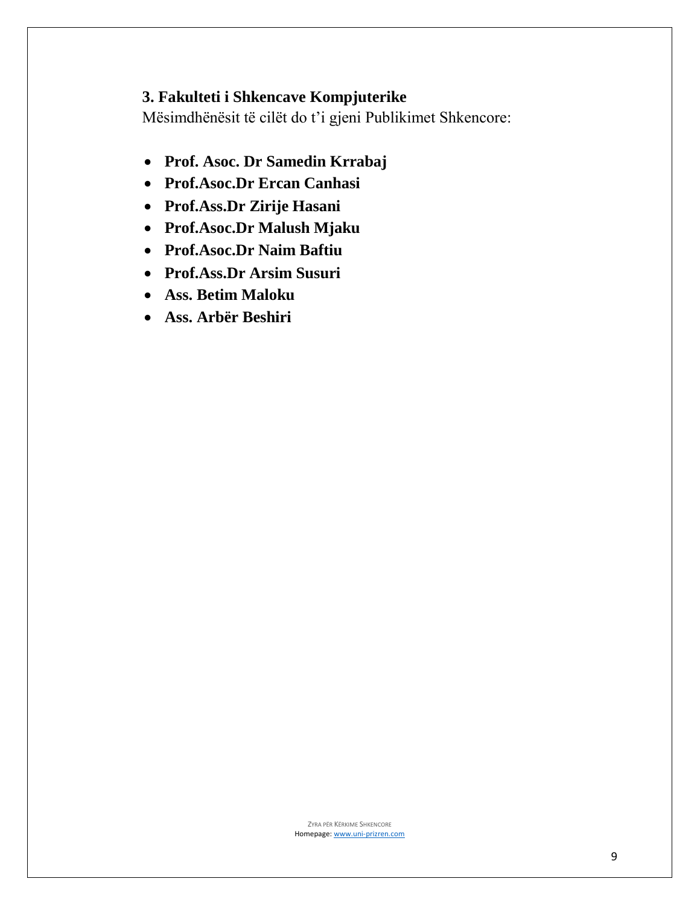### 3. Fakulteti i Shkencave Kompjuterike

Mësimdhënësit të cilët do t'i gjeni Publikimet Shkencore:

- **Prof. Asoc. Dr Samedin Krrabaj**
- **Prof.Asoc.Dr Ercan Canhasi**
- **Prof.Ass.Dr Zirije Hasani**
- **Prof.Asoc.Dr Malush Mjaku**
- **Prof.Asoc.Dr Naim Baftiu**
- **Prof.Ass.Dr Arsim Susuri**
- **Ass. Betim Maloku**
- **Ass. Arbër Beshiri**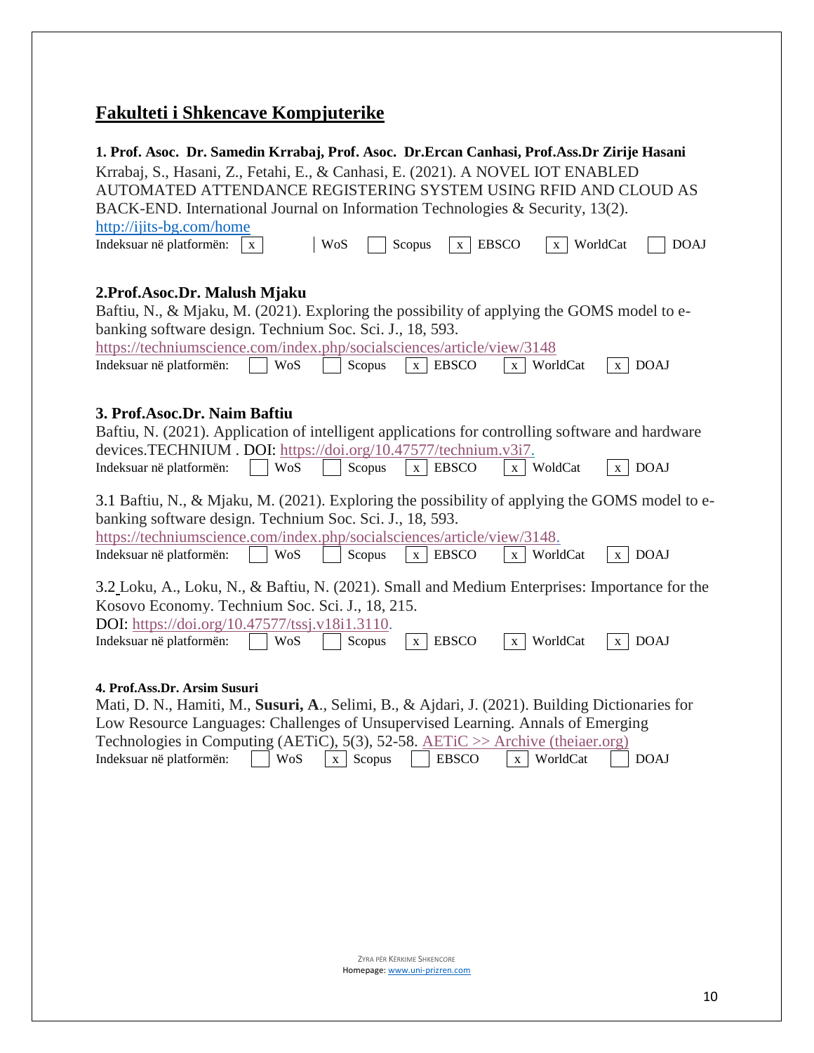## Fakulteti i Shkencave Kompjuterike

**1. Prof. Asoc. Dr. Samedin Krrabaj, Prof. Asoc. Dr.Ercan Canhasi, Prof.Ass.Dr Zirije Hasani**

Krrabaj, S., Hasani, Z., Fetahi, E., & Canhasi, E. (2021). A NOVEL IOT ENABLED AUTOMATED ATTENDANCE REGISTERING SYSTEM USING RFID AND CLOUD AS BACK-END. International Journal on Information Technologies & Security, 13(2). http://ijits-bg.com/home

Indeksuar në platformën: [x] | WoS [ ] Scopus [x] EBSCO [x] WorldCat [ ] DOAJ

**2.Prof.Asoc.Dr. Malush Mjaku**

Baftiu, N., & Mjaku, M. (2021). Exploring the possibility of applying the GOMS model to e-banking software design. Technium Soc. Sci. J., 18, 593. https://techniumscience.com/index.php/socialsciences/article/view/3148

Indeksuar në platformën: [ ] WoS [ ] Scopus [x] EBSCO [x] WorldCat [x] DOAJ

**3. Prof.Asoc.Dr. Naim Baftiu**

Baftiu, N. (2021). Application of intelligent applications for controlling software and hardware devices.TECHNIUM . DOI: https://doi.org/10.47577/technium.v3i7.

Indeksuar në platformën: [ ] WoS [ ] Scopus [x] EBSCO [x] WoldCat [x] DOAJ

3.1 Baftiu, N., & Mjaku, M. (2021). Exploring the possibility of applying the GOMS model to e-banking software design. Technium Soc. Sci. J., 18, 593. https://techniumscience.com/index.php/socialsciences/article/view/3148.

Indeksuar në platformën: [ ] WoS [ ] Scopus [x] EBSCO [x] WorldCat [x] DOAJ

3.2 Loku, A., Loku, N., & Baftiu, N. (2021). Small and Medium Enterprises: Importance for the Kosovo Economy. Technium Soc. Sci. J., 18, 215. DOI: https://doi.org/10.47577/tssj.v18i1.3110.

Indeksuar në platformën: [ ] WoS [ ] Scopus [x] EBSCO [x] WorldCat [x] DOAJ

**4. Prof.Ass.Dr. Arsim Susuri**

Mati, D. N., Hamiti, M., **Susuri, A**., Selimi, B., & Ajdari, J. (2021). Building Dictionaries for Low Resource Languages: Challenges of Unsupervised Learning. Annals of Emerging Technologies in Computing (AETiC), 5(3), 52-58. AETiC >> Archive (theiaer.org)

Indeksuar në platformën: [ ] WoS [x] Scopus [ ] EBSCO [x] WorldCat [ ] DOAJ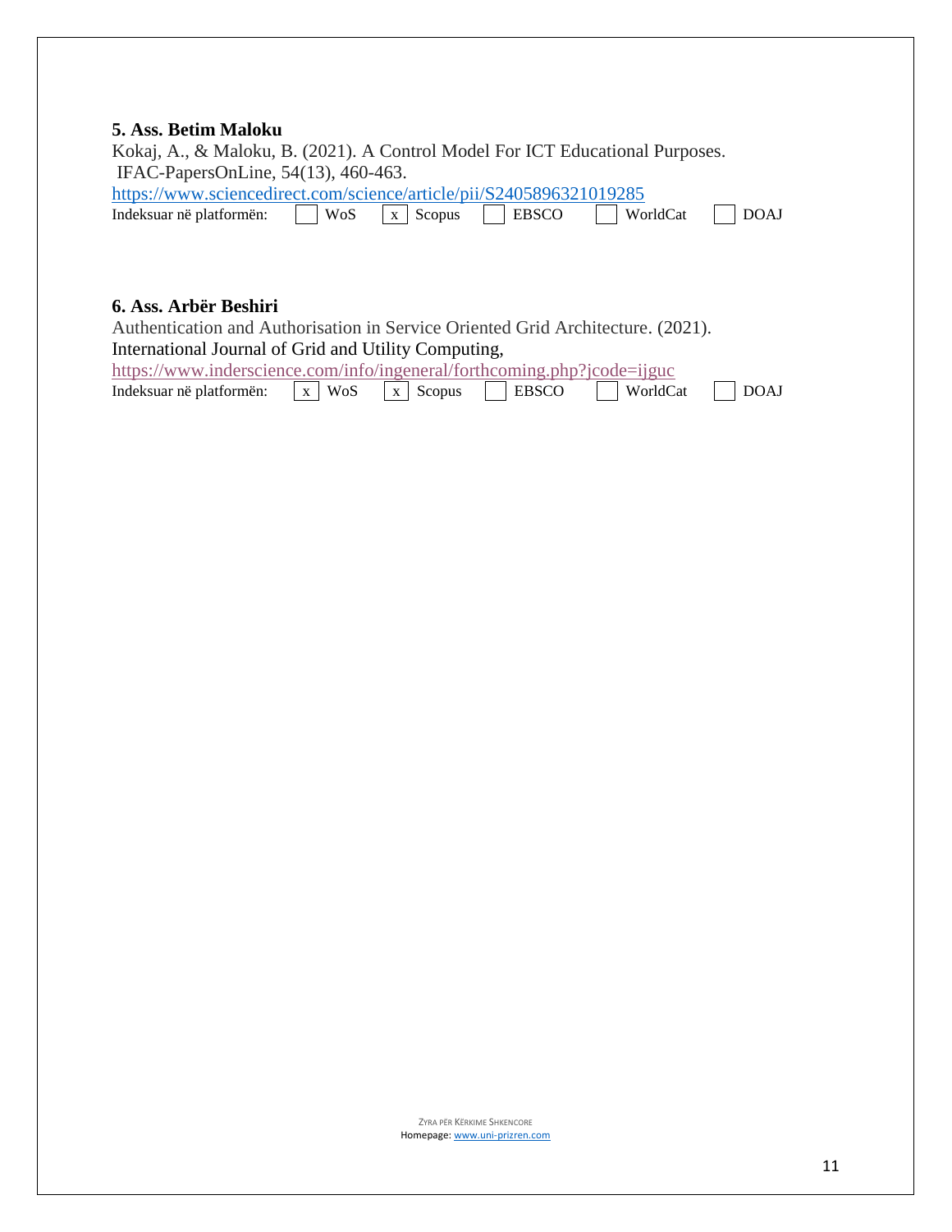**5. Ass. Betim Maloku**

Kokaj, A., & Maloku, B. (2021). A Control Model For ICT Educational Purposes. IFAC-PapersOnLine, 54(13), 460-463.

https://www.sciencedirect.com/science/article/pii/S2405896321019285

Indeksuar në platformën: [ ] WoS [x] Scopus [ ] EBSCO [ ] WorldCat [ ] DOAJ

**6. Ass. Arbër Beshiri**

Authentication and Authorisation in Service Oriented Grid Architecture. (2021). International Journal of Grid and Utility Computing,

https://www.inderscience.com/info/ingeneral/forthcoming.php?jcode=ijguc

Indeksuar në platformën: [x] WoS [x] Scopus [ ] EBSCO [ ] WorldCat [ ] DOAJ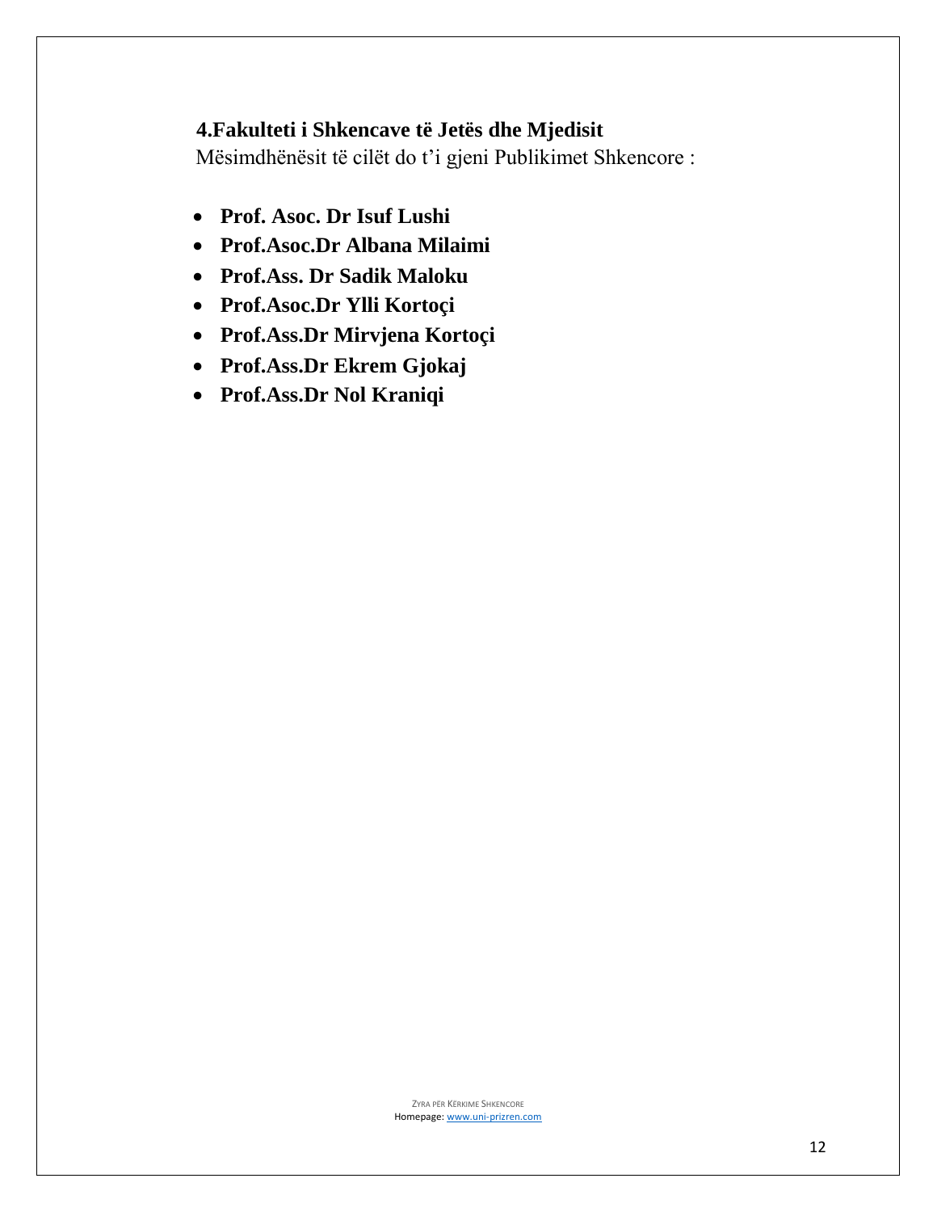## 4.Fakulteti i Shkencave të Jetës dhe Mjedisit

Mësimdhënësit të cilët do t'i gjeni Publikimet Shkencore :

- **Prof. Asoc. Dr Isuf Lushi**
- **Prof.Asoc.Dr Albana Milaimi**
- **Prof.Ass. Dr Sadik Maloku**
- **Prof.Asoc.Dr Ylli Kortoçi**
- **Prof.Ass.Dr Mirvjena Kortoçi**
- **Prof.Ass.Dr Ekrem Gjokaj**
- **Prof.Ass.Dr Nol Kraniqi**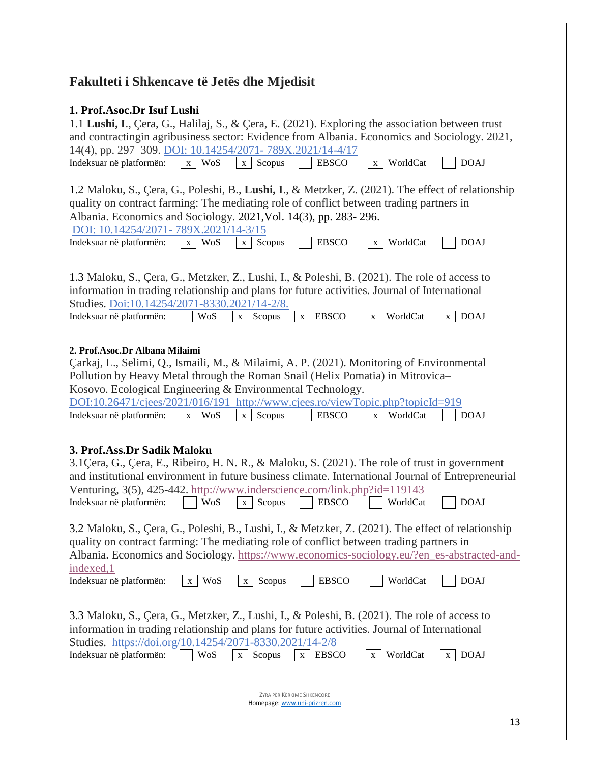## Fakulteti i Shkencave të Jetës dhe Mjedisit

### 1. Prof.Asoc.Dr Isuf Lushi

1.1 **Lushi, I**., Çera, G., Halilaj, S., & Çera, E. (2021). Exploring the association between trust and contractingin agribusiness sector: Evidence from Albania. Economics and Sociology. 2021, 14(4), pp. 297–309. DOI: 10.14254/2071- 789X.2021/14-4/17

Indeksuar në platformën: [x] WoS [x] Scopus [ ] EBSCO [x] WorldCat [ ] DOAJ

1.2 Maloku, S., Çera, G., Poleshi, B., **Lushi, I**., & Metzker, Z. (2021). The effect of relationship quality on contract farming: The mediating role of conflict between trading partners in Albania. Economics and Sociology. 2021,Vol. 14(3), pp. 283- 296.
DOI: 10.14254/2071- 789X.2021/14-3/15

Indeksuar në platformën: [x] WoS [x] Scopus [ ] EBSCO [x] WorldCat [ ] DOAJ

1.3 Maloku, S., Çera, G., Metzker, Z., Lushi, I., & Poleshi, B. (2021). The role of access to information in trading relationship and plans for future activities. Journal of International Studies. Doi:10.14254/2071-8330.2021/14-2/8.

Indeksuar në platformën: [ ] WoS [x] Scopus [x] EBSCO [x] WorldCat [x] DOAJ

### 2. Prof.Asoc.Dr Albana Milaimi

Çarkaj, L., Selimi, Q., Ismaili, M., & Milaimi, A. P. (2021). Monitoring of Environmental Pollution by Heavy Metal through the Roman Snail (Helix Pomatia) in Mitrovica–Kosovo. Ecological Engineering & Environmental Technology.
DOI:10.26471/cjees/2021/016/191 http://www.cjees.ro/viewTopic.php?topicId=919

Indeksuar në platformën: [x] WoS [x] Scopus [ ] EBSCO [x] WorldCat [ ] DOAJ

### 3. Prof.Ass.Dr Sadik Maloku

3.1Çera, G., Çera, E., Ribeiro, H. N. R., & Maloku, S. (2021). The role of trust in government and institutional environment in future business climate. International Journal of Entrepreneurial Venturing, 3(5), 425-442. http://www.inderscience.com/link.php?id=119143

Indeksuar në platformën: [ ] WoS [x] Scopus [ ] EBSCO [ ] WorldCat [ ] DOAJ

3.2 Maloku, S., Çera, G., Poleshi, B., Lushi, I., & Metzker, Z. (2021). The effect of relationship quality on contract farming: The mediating role of conflict between trading partners in Albania. Economics and Sociology. https://www.economics-sociology.eu/?en_es-abstracted-and-indexed,1

Indeksuar në platformën: [x] WoS [x] Scopus [ ] EBSCO [ ] WorldCat [ ] DOAJ

3.3 Maloku, S., Çera, G., Metzker, Z., Lushi, I., & Poleshi, B. (2021). The role of access to information in trading relationship and plans for future activities. Journal of International Studies. https://doi.org/10.14254/2071-8330.2021/14-2/8

Indeksuar në platformën: [ ] WoS [x] Scopus [x] EBSCO [x] WorldCat [x] DOAJ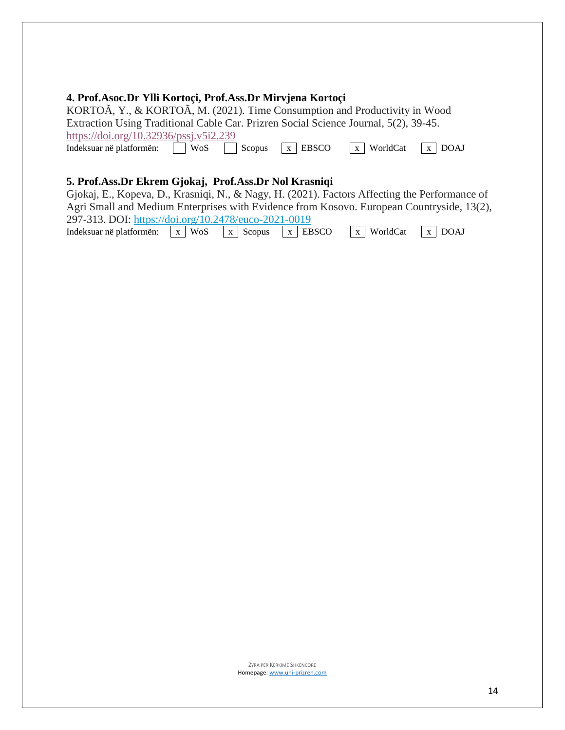**4. Prof.Asoc.Dr Ylli Kortoçi, Prof.Ass.Dr Mirvjena Kortoçi**

KORTOÃ, Y., & KORTOÃ, M. (2021). Time Consumption and Productivity in Wood Extraction Using Traditional Cable Car. Prizren Social Science Journal, 5(2), 39-45. https://doi.org/10.32936/pssj.v5i2.239

Indeksuar në platformën: [ ] WoS [ ] Scopus [x] EBSCO [x] WorldCat [x] DOAJ

**5. Prof.Ass.Dr Ekrem Gjokaj, Prof.Ass.Dr Nol Krasniqi**

Gjokaj, E., Kopeva, D., Krasniqi, N., & Nagy, H. (2021). Factors Affecting the Performance of Agri Small and Medium Enterprises with Evidence from Kosovo. European Countryside, 13(2), 297-313. DOI: https://doi.org/10.2478/euco-2021-0019

Indeksuar në platformën: [x] WoS [x] Scopus [x] EBSCO [x] WorldCat [x] DOAJ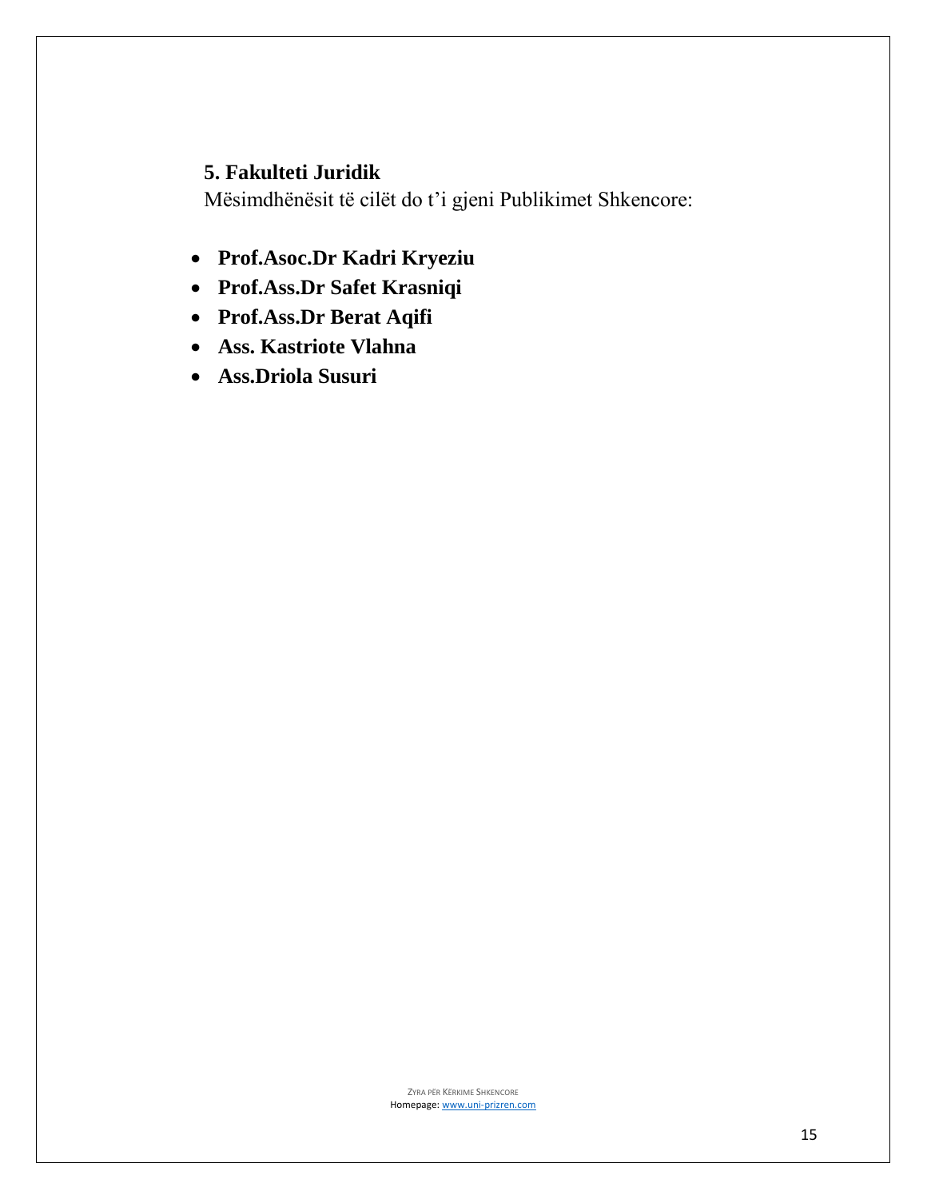## 5. Fakulteti Juridik

Mësimdhënësit të cilët do t'i gjeni Publikimet Shkencore:

- **Prof.Asoc.Dr Kadri Kryeziu**
- **Prof.Ass.Dr Safet Krasniqi**
- **Prof.Ass.Dr Berat Aqifi**
- **Ass. Kastriote Vlahna**
- **Ass.Driola Susuri**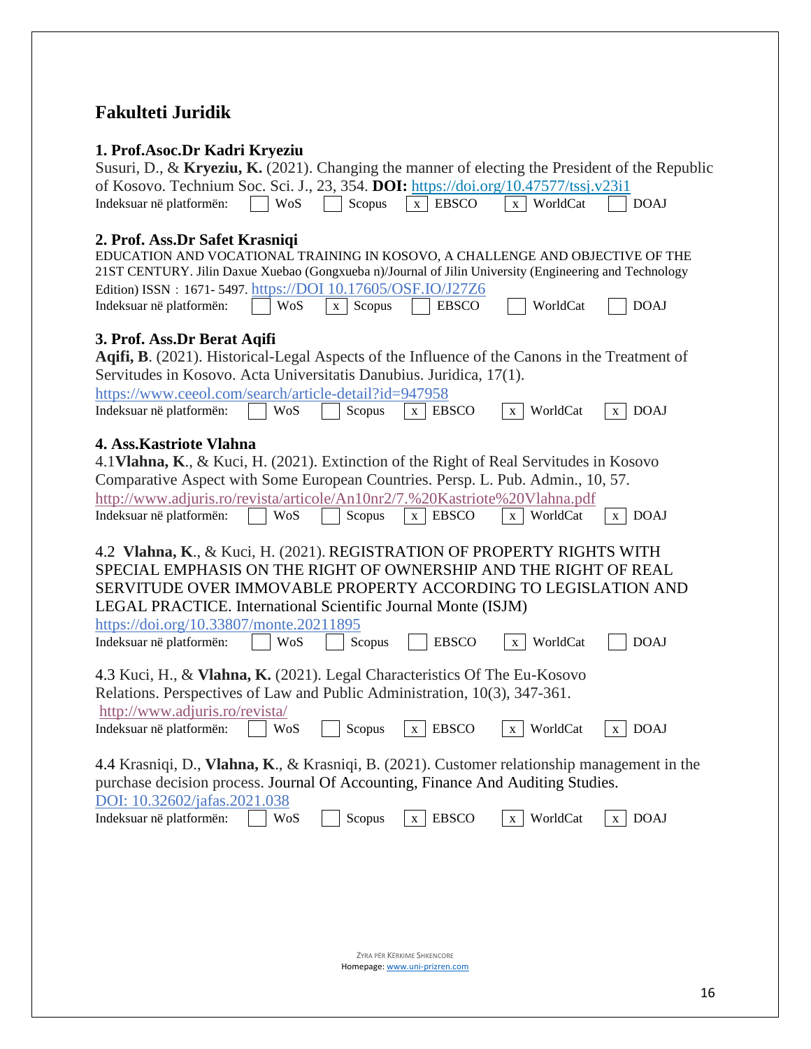## Fakulteti Juridik

### 1. Prof.Asoc.Dr Kadri Kryeziu

Susuri, D., & **Kryeziu, K.** (2021). Changing the manner of electing the President of the Republic of Kosovo. Technium Soc. Sci. J., 23, 354. **DOI:** https://doi.org/10.47577/tssj.v23i1

Indeksuar në platformën: [ ] WoS [ ] Scopus [x] EBSCO [x] WorldCat [ ] DOAJ

### 2. Prof. Ass.Dr Safet Krasniqi

EDUCATION AND VOCATIONAL TRAINING IN KOSOVO, A CHALLENGE AND OBJECTIVE OF THE 21ST CENTURY. Jilin Daxue Xuebao (Gongxueba n)/Journal of Jilin University (Engineering and Technology Edition) ISSN：1671- 5497. https://DOI 10.17605/OSF.IO/J27Z6

Indeksuar në platformën: [ ] WoS [x] Scopus [ ] EBSCO [ ] WorldCat [ ] DOAJ

### 3. Prof. Ass.Dr Berat Aqifi

**Aqifi, B**. (2021). Historical-Legal Aspects of the Influence of the Canons in the Treatment of Servitudes in Kosovo. Acta Universitatis Danubius. Juridica, 17(1).
https://www.ceeol.com/search/article-detail?id=947958

Indeksuar në platformën: [ ] WoS [ ] Scopus [x] EBSCO [x] WorldCat [x] DOAJ

### 4. Ass.Kastriote Vlahna

4.1**Vlahna, K**., & Kuci, H. (2021). Extinction of the Right of Real Servitudes in Kosovo Comparative Aspect with Some European Countries. Persp. L. Pub. Admin., 10, 57.
http://www.adjuris.ro/revista/articole/An10nr2/7.%20Kastriote%20Vlahna.pdf

Indeksuar në platformën: [ ] WoS [ ] Scopus [x] EBSCO [x] WorldCat [x] DOAJ

4.2 **Vlahna, K**., & Kuci, H. (2021). REGISTRATION OF PROPERTY RIGHTS WITH SPECIAL EMPHASIS ON THE RIGHT OF OWNERSHIP AND THE RIGHT OF REAL SERVITUDE OVER IMMOVABLE PROPERTY ACCORDING TO LEGISLATION AND LEGAL PRACTICE. International Scientific Journal Monte (ISJM)
https://doi.org/10.33807/monte.20211895

Indeksuar në platformën: [ ] WoS [ ] Scopus [ ] EBSCO [x] WorldCat [ ] DOAJ

4.3 Kuci, H., & **Vlahna, K.** (2021). Legal Characteristics Of The Eu-Kosovo Relations. Perspectives of Law and Public Administration, 10(3), 347-361.
http://www.adjuris.ro/revista/

Indeksuar në platformën: [ ] WoS [ ] Scopus [x] EBSCO [x] WorldCat [x] DOAJ

4.4 Krasniqi, D., **Vlahna, K**., & Krasniqi, B. (2021). Customer relationship management in the purchase decision process. Journal Of Accounting, Finance And Auditing Studies.
DOI: 10.32602/jafas.2021.038

Indeksuar në platformën: [ ] WoS [ ] Scopus [x] EBSCO [x] WorldCat [x] DOAJ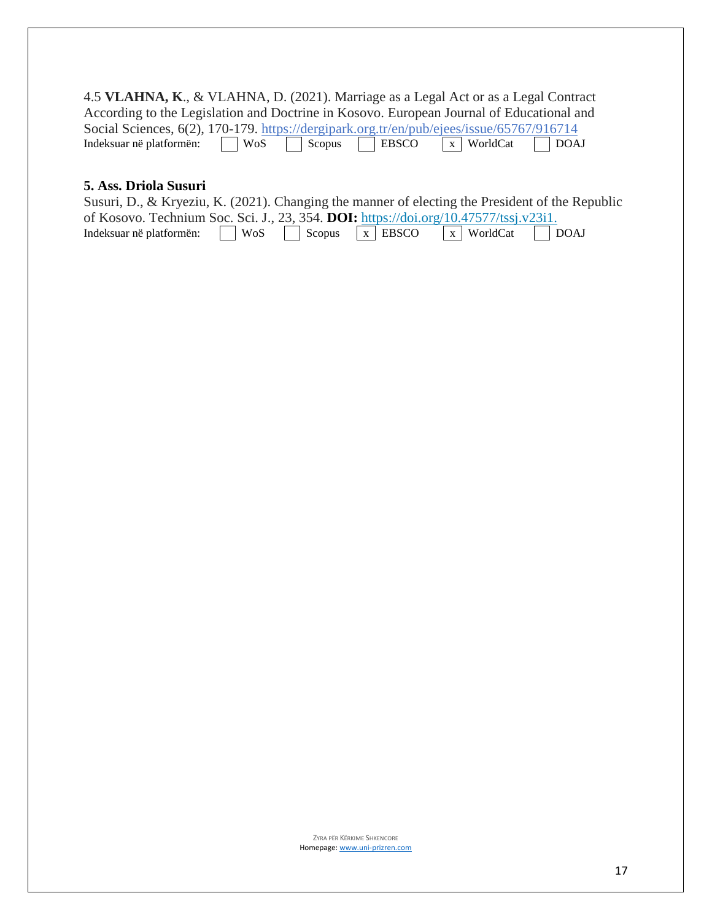4.5 **VLAHNA, K**., & VLAHNA, D. (2021). Marriage as a Legal Act or as a Legal Contract According to the Legislation and Doctrine in Kosovo. European Journal of Educational and Social Sciences, 6(2), 170-179. https://dergipark.org.tr/en/pub/ejees/issue/65767/916714

Indeksuar në platformën: [ ] WoS [ ] Scopus [ ] EBSCO [x] WorldCat [ ] DOAJ

**5. Ass. Driola Susuri**

Susuri, D., & Kryeziu, K. (2021). Changing the manner of electing the President of the Republic of Kosovo. Technium Soc. Sci. J., 23, 354. **DOI:** https://doi.org/10.47577/tssj.v23i1.

Indeksuar në platformën: [ ] WoS [ ] Scopus [x] EBSCO [x] WorldCat [ ] DOAJ

ZYRA PËR KËRKIME SHKENCORE
Homepage: www.uni-prizren.com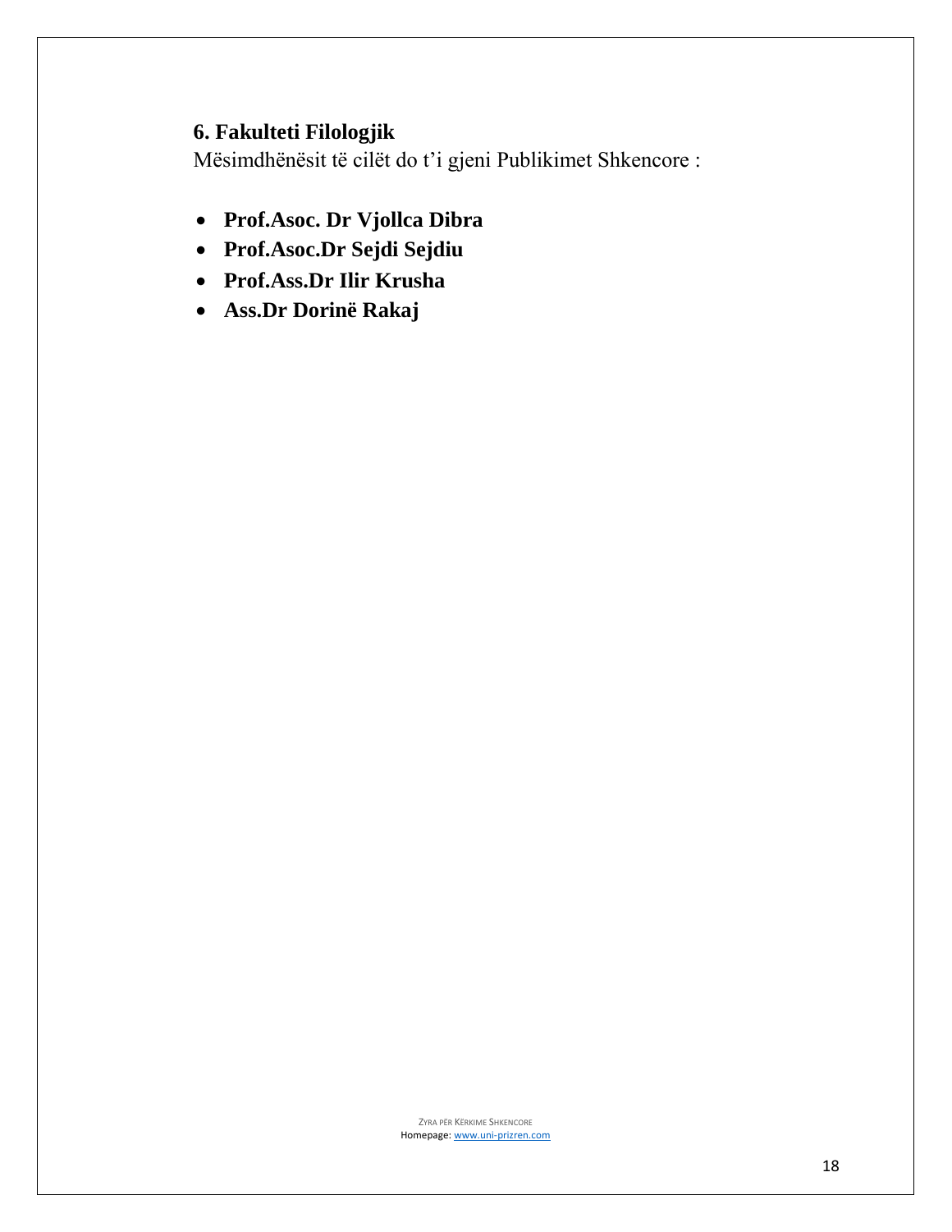## 6. Fakulteti Filologjik

Mësimdhënësit të cilët do t'i gjeni Publikimet Shkencore :

- **Prof.Asoc. Dr Vjollca Dibra**
- **Prof.Asoc.Dr Sejdi Sejdiu**
- **Prof.Ass.Dr Ilir Krusha**
- **Ass.Dr Dorinë Rakaj**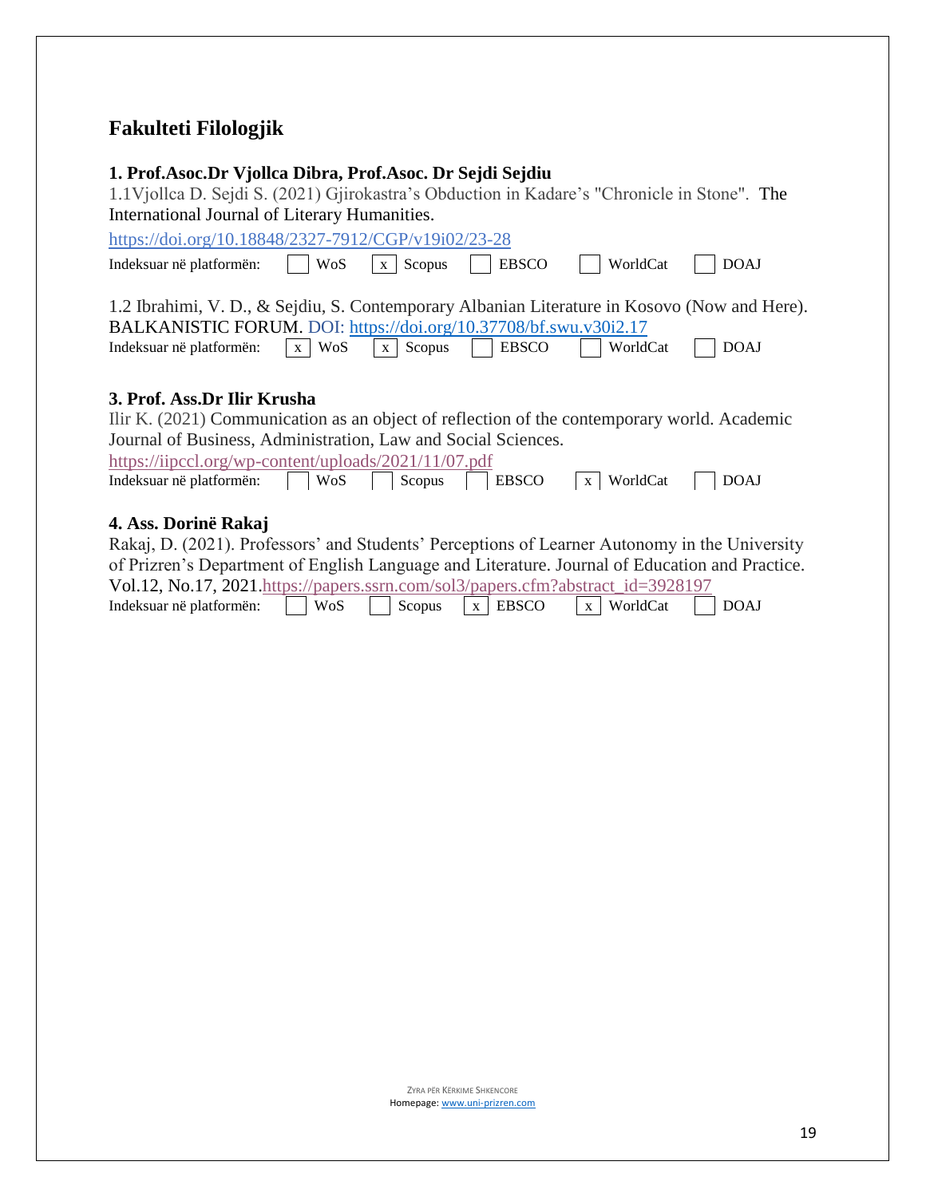# Fakulteti Filologjik

### 1. Prof.Asoc.Dr Vjollca Dibra, Prof.Asoc. Dr Sejdi Sejdiu

1.1Vjollca D. Sejdi S. (2021) Gjirokastra's Obduction in Kadare's "Chronicle in Stone". The International Journal of Literary Humanities.

https://doi.org/10.18848/2327-7912/CGP/v19i02/23-28

Indeksuar në platformën: [ ] WoS [x] Scopus [ ] EBSCO [ ] WorldCat [ ] DOAJ

1.2 Ibrahimi, V. D., & Sejdiu, S. Contemporary Albanian Literature in Kosovo (Now and Here). BALKANISTIC FORUM. DOI: https://doi.org/10.37708/bf.swu.v30i2.17

Indeksuar në platformën: [x] WoS [x] Scopus [ ] EBSCO [ ] WorldCat [ ] DOAJ

### 3. Prof. Ass.Dr Ilir Krusha

Ilir K. (2021) Communication as an object of reflection of the contemporary world. Academic Journal of Business, Administration, Law and Social Sciences.

https://iipccl.org/wp-content/uploads/2021/11/07.pdf

Indeksuar në platformën: [ ] WoS [ ] Scopus [ ] EBSCO [x] WorldCat [ ] DOAJ

### 4. Ass. Dorinë Rakaj

Rakaj, D. (2021). Professors' and Students' Perceptions of Learner Autonomy in the University of Prizren's Department of English Language and Literature. Journal of Education and Practice. Vol.12, No.17, 2021.https://papers.ssrn.com/sol3/papers.cfm?abstract_id=3928197

Indeksuar në platformën: [ ] WoS [ ] Scopus [x] EBSCO [x] WorldCat [ ] DOAJ

ZYRA PËR KËRKIME SHKENCORE
Homepage: www.uni-prizren.com